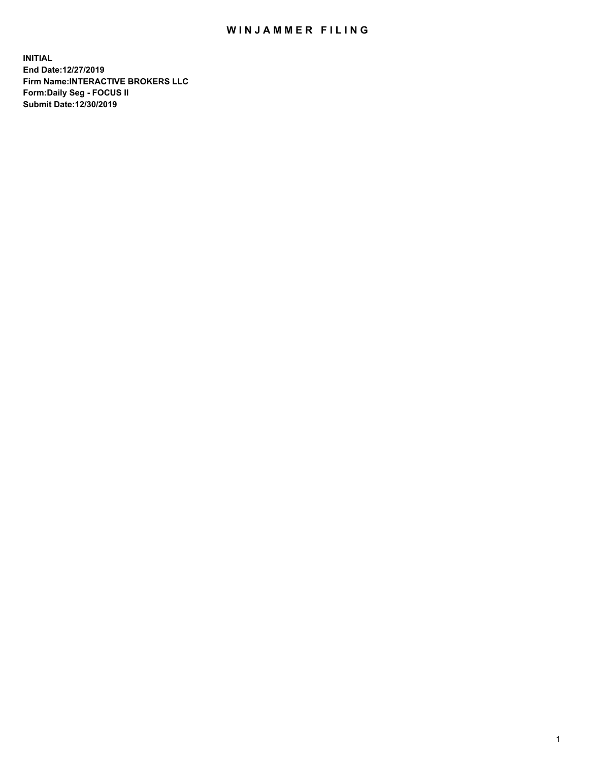# WINJAMMER FILING

**INITIAL**
**End Date:12/27/2019**
**Firm Name:INTERACTIVE BROKERS LLC**
**Form:Daily Seg - FOCUS II**
**Submit Date:12/30/2019**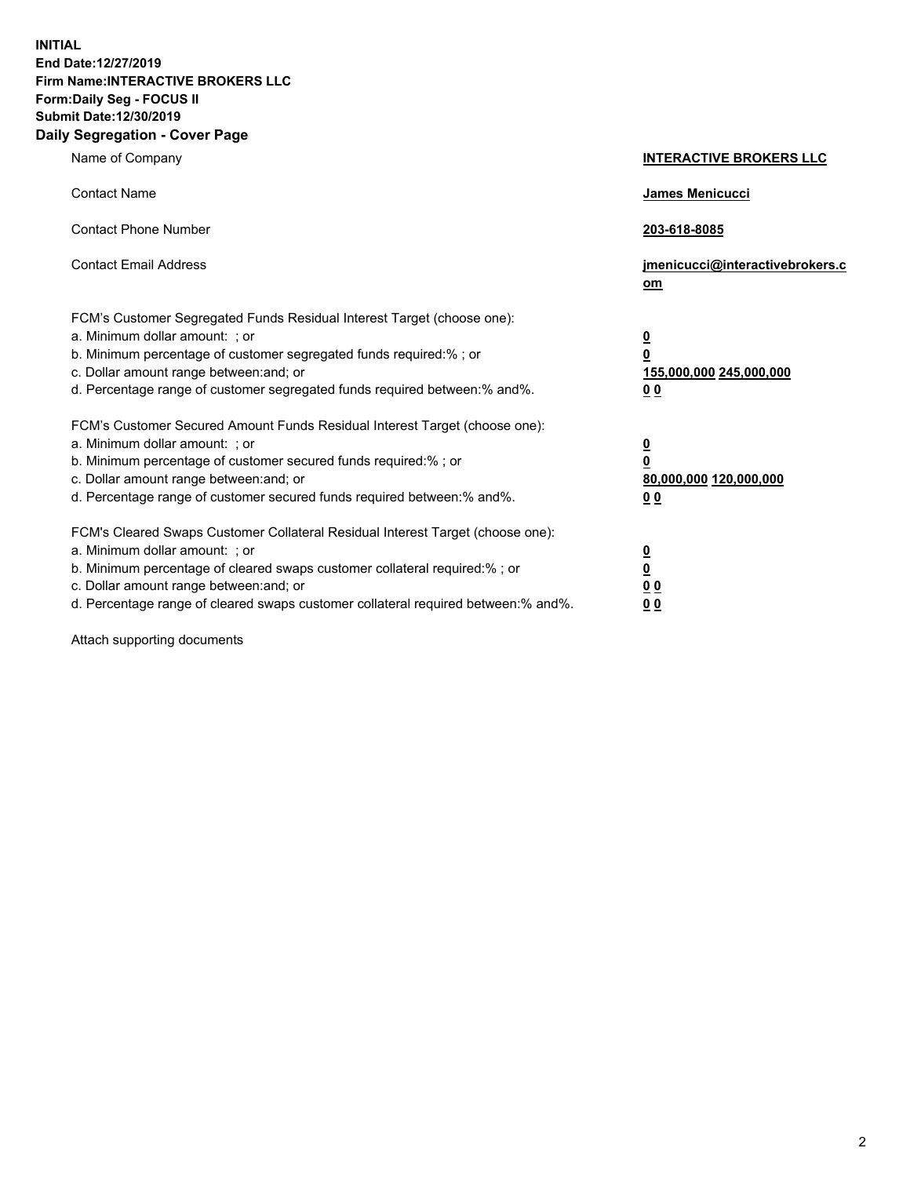**INITIAL**
**End Date:12/27/2019**
**Firm Name:INTERACTIVE BROKERS LLC**
**Form:Daily Seg - FOCUS II**
**Submit Date:12/30/2019**
**Daily Segregation - Cover Page**

| | |
|---|---|
| Name of Company | **INTERACTIVE BROKERS LLC** |
| Contact Name | **James Menicucci** |
| Contact Phone Number | **203-618-8085** |
| Contact Email Address | **jmenicucci@interactivebrokers.com** |
| FCM's Customer Segregated Funds Residual Interest Target (choose one): | |
| a. Minimum dollar amount: ; or | **0** |
| b. Minimum percentage of customer segregated funds required:% ; or | **0** |
| c. Dollar amount range between:and; or | **155,000,000 245,000,000** |
| d. Percentage range of customer segregated funds required between:% and%. | **0 0** |
| FCM's Customer Secured Amount Funds Residual Interest Target (choose one): | |
| a. Minimum dollar amount: ; or | **0** |
| b. Minimum percentage of customer secured funds required:% ; or | **0** |
| c. Dollar amount range between:and; or | **80,000,000 120,000,000** |
| d. Percentage range of customer secured funds required between:% and%. | **0 0** |
| FCM's Cleared Swaps Customer Collateral Residual Interest Target (choose one): | |
| a. Minimum dollar amount: ; or | **0** |
| b. Minimum percentage of cleared swaps customer collateral required:% ; or | **0** |
| c. Dollar amount range between:and; or | **0 0** |
| d. Percentage range of cleared swaps customer collateral required between:% and%. | **0 0** |

Attach supporting documents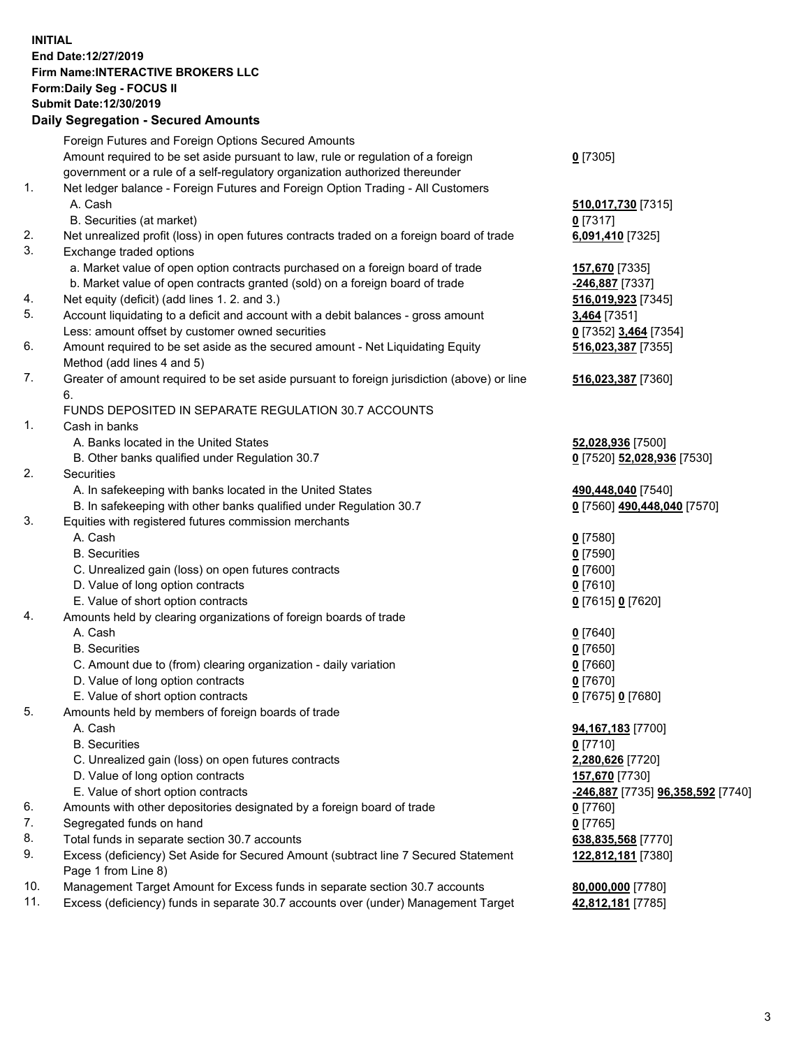**INITIAL**
**End Date:12/27/2019**
**Firm Name:INTERACTIVE BROKERS LLC**
**Form:Daily Seg - FOCUS II**
**Submit Date:12/30/2019**
**Daily Segregation - Secured Amounts**

| | | |
|---|---|---|
| | Foreign Futures and Foreign Options Secured Amounts | |
| | Amount required to be set aside pursuant to law, rule or regulation of a foreign government or a rule of a self-regulatory organization authorized thereunder | **0** [7305] |
| 1. | Net ledger balance - Foreign Futures and Foreign Option Trading - All Customers | |
| | A. Cash | **510,017,730** [7315] |
| | B. Securities (at market) | **0** [7317] |
| 2. | Net unrealized profit (loss) in open futures contracts traded on a foreign board of trade | **6,091,410** [7325] |
| 3. | Exchange traded options | |
| | a. Market value of open option contracts purchased on a foreign board of trade | **157,670** [7335] |
| | b. Market value of open contracts granted (sold) on a foreign board of trade | **-246,887** [7337] |
| 4. | Net equity (deficit) (add lines 1. 2. and 3.) | **516,019,923** [7345] |
| 5. | Account liquidating to a deficit and account with a debit balances - gross amount | **3,464** [7351] |
| | Less: amount offset by customer owned securities | **0** [7352] **3,464** [7354] |
| 6. | Amount required to be set aside as the secured amount - Net Liquidating Equity Method (add lines 4 and 5) | **516,023,387** [7355] |
| 7. | Greater of amount required to be set aside pursuant to foreign jurisdiction (above) or line 6. | **516,023,387** [7360] |
| | FUNDS DEPOSITED IN SEPARATE REGULATION 30.7 ACCOUNTS | |
| 1. | Cash in banks | |
| | A. Banks located in the United States | **52,028,936** [7500] |
| | B. Other banks qualified under Regulation 30.7 | **0** [7520] **52,028,936** [7530] |
| 2. | Securities | |
| | A. In safekeeping with banks located in the United States | **490,448,040** [7540] |
| | B. In safekeeping with other banks qualified under Regulation 30.7 | **0** [7560] **490,448,040** [7570] |
| 3. | Equities with registered futures commission merchants | |
| | A. Cash | **0** [7580] |
| | B. Securities | **0** [7590] |
| | C. Unrealized gain (loss) on open futures contracts | **0** [7600] |
| | D. Value of long option contracts | **0** [7610] |
| | E. Value of short option contracts | **0** [7615] **0** [7620] |
| 4. | Amounts held by clearing organizations of foreign boards of trade | |
| | A. Cash | **0** [7640] |
| | B. Securities | **0** [7650] |
| | C. Amount due to (from) clearing organization - daily variation | **0** [7660] |
| | D. Value of long option contracts | **0** [7670] |
| | E. Value of short option contracts | **0** [7675] **0** [7680] |
| 5. | Amounts held by members of foreign boards of trade | |
| | A. Cash | **94,167,183** [7700] |
| | B. Securities | **0** [7710] |
| | C. Unrealized gain (loss) on open futures contracts | **2,280,626** [7720] |
| | D. Value of long option contracts | **157,670** [7730] |
| | E. Value of short option contracts | **-246,887** [7735] **96,358,592** [7740] |
| 6. | Amounts with other depositories designated by a foreign board of trade | **0** [7760] |
| 7. | Segregated funds on hand | **0** [7765] |
| 8. | Total funds in separate section 30.7 accounts | **638,835,568** [7770] |
| 9. | Excess (deficiency) Set Aside for Secured Amount (subtract line 7 Secured Statement Page 1 from Line 8) | **122,812,181** [7380] |
| 10. | Management Target Amount for Excess funds in separate section 30.7 accounts | **80,000,000** [7780] |
| 11. | Excess (deficiency) funds in separate 30.7 accounts over (under) Management Target | **42,812,181** [7785] |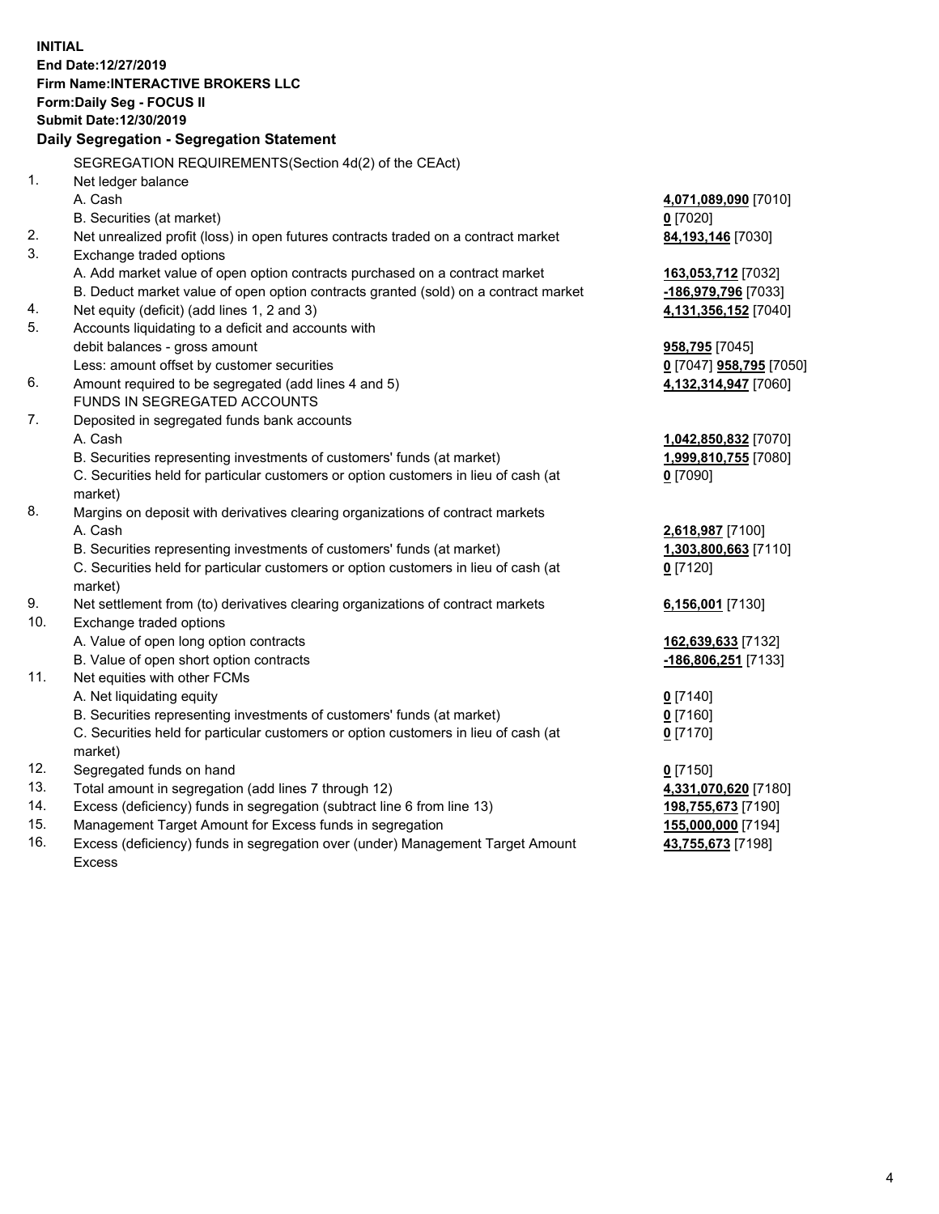**INITIAL**
**End Date:12/27/2019**
**Firm Name:INTERACTIVE BROKERS LLC**
**Form:Daily Seg - FOCUS II**
**Submit Date:12/30/2019**
**Daily Segregation - Segregation Statement**

| | SEGREGATION REQUIREMENTS(Section 4d(2) of the CEAct) | |
|---|---|---|
| 1. | Net ledger balance | |
| | A. Cash | **4,071,089,090** [7010] |
| | B. Securities (at market) | **0** [7020] |
| 2. | Net unrealized profit (loss) in open futures contracts traded on a contract market | **84,193,146** [7030] |
| 3. | Exchange traded options | |
| | A. Add market value of open option contracts purchased on a contract market | **163,053,712** [7032] |
| | B. Deduct market value of open option contracts granted (sold) on a contract market | **-186,979,796** [7033] |
| 4. | Net equity (deficit) (add lines 1, 2 and 3) | **4,131,356,152** [7040] |
| 5. | Accounts liquidating to a deficit and accounts with | |
| | debit balances - gross amount | **958,795** [7045] |
| | Less: amount offset by customer securities | **0** [7047] **958,795** [7050] |
| 6. | Amount required to be segregated (add lines 4 and 5) | **4,132,314,947** [7060] |
| | FUNDS IN SEGREGATED ACCOUNTS | |
| 7. | Deposited in segregated funds bank accounts | |
| | A. Cash | **1,042,850,832** [7070] |
| | B. Securities representing investments of customers' funds (at market) | **1,999,810,755** [7080] |
| | C. Securities held for particular customers or option customers in lieu of cash (at market) | **0** [7090] |
| 8. | Margins on deposit with derivatives clearing organizations of contract markets | |
| | A. Cash | **2,618,987** [7100] |
| | B. Securities representing investments of customers' funds (at market) | **1,303,800,663** [7110] |
| | C. Securities held for particular customers or option customers in lieu of cash (at market) | **0** [7120] |
| 9. | Net settlement from (to) derivatives clearing organizations of contract markets | **6,156,001** [7130] |
| 10. | Exchange traded options | |
| | A. Value of open long option contracts | **162,639,633** [7132] |
| | B. Value of open short option contracts | **-186,806,251** [7133] |
| 11. | Net equities with other FCMs | |
| | A. Net liquidating equity | **0** [7140] |
| | B. Securities representing investments of customers' funds (at market) | **0** [7160] |
| | C. Securities held for particular customers or option customers in lieu of cash (at market) | **0** [7170] |
| 12. | Segregated funds on hand | **0** [7150] |
| 13. | Total amount in segregation (add lines 7 through 12) | **4,331,070,620** [7180] |
| 14. | Excess (deficiency) funds in segregation (subtract line 6 from line 13) | **198,755,673** [7190] |
| 15. | Management Target Amount for Excess funds in segregation | **155,000,000** [7194] |
| 16. | Excess (deficiency) funds in segregation over (under) Management Target Amount Excess | **43,755,673** [7198] |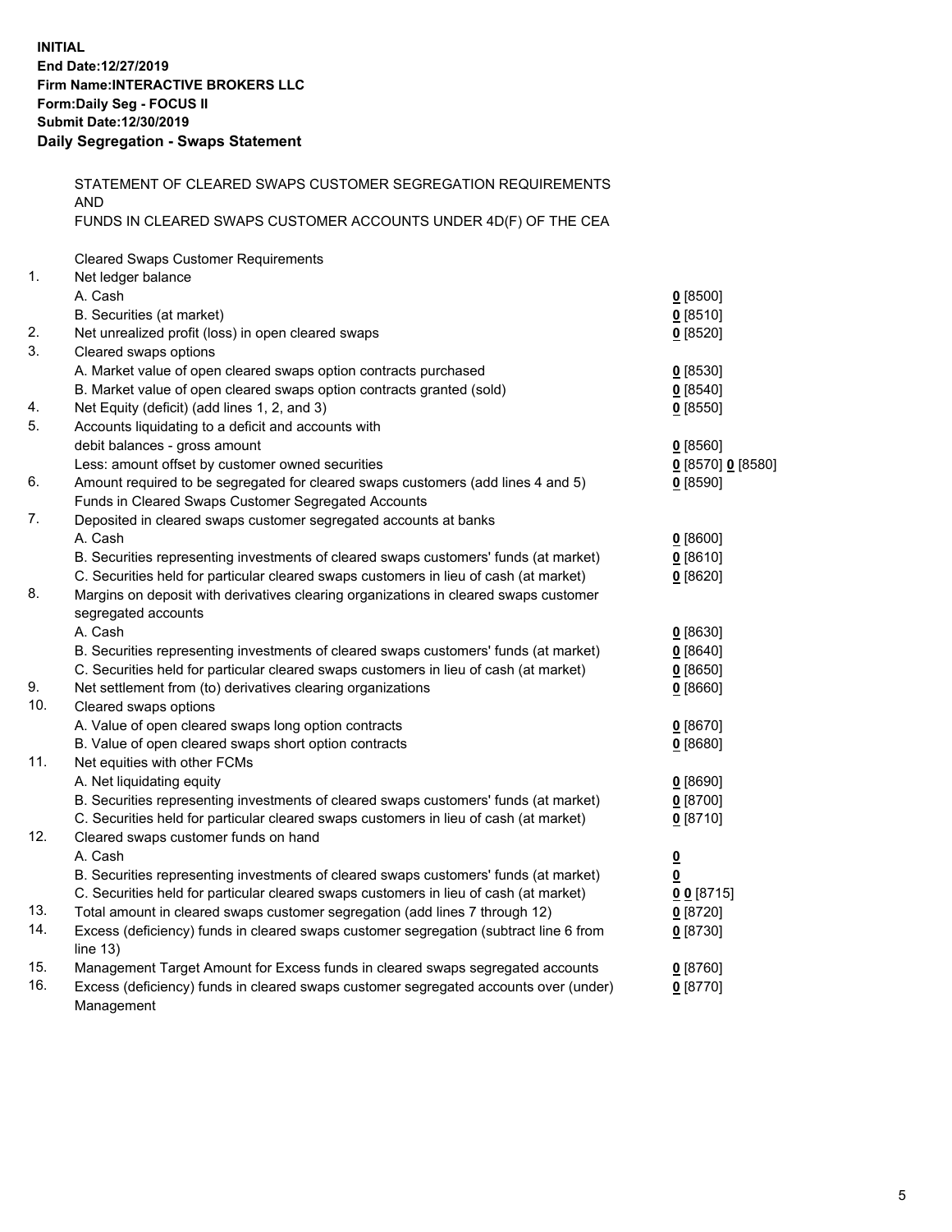**INITIAL**
**End Date:12/27/2019**
**Firm Name:INTERACTIVE BROKERS LLC**
**Form:Daily Seg - FOCUS II**
**Submit Date:12/30/2019**
**Daily Segregation - Swaps Statement**

STATEMENT OF CLEARED SWAPS CUSTOMER SEGREGATION REQUIREMENTS
AND
FUNDS IN CLEARED SWAPS CUSTOMER ACCOUNTS UNDER 4D(F) OF THE CEA

| | | |
|---|---|---|
| | Cleared Swaps Customer Requirements | |
| 1. | Net ledger balance | |
| | A. Cash | 0 [8500] |
| | B. Securities (at market) | 0 [8510] |
| 2. | Net unrealized profit (loss) in open cleared swaps | 0 [8520] |
| 3. | Cleared swaps options | |
| | A. Market value of open cleared swaps option contracts purchased | 0 [8530] |
| | B. Market value of open cleared swaps option contracts granted (sold) | 0 [8540] |
| 4. | Net Equity (deficit) (add lines 1, 2, and 3) | 0 [8550] |
| 5. | Accounts liquidating to a deficit and accounts with | |
| | debit balances - gross amount | 0 [8560] |
| | Less: amount offset by customer owned securities | 0 [8570] 0 [8580] |
| 6. | Amount required to be segregated for cleared swaps customers (add lines 4 and 5) | 0 [8590] |
| | Funds in Cleared Swaps Customer Segregated Accounts | |
| 7. | Deposited in cleared swaps customer segregated accounts at banks | |
| | A. Cash | 0 [8600] |
| | B. Securities representing investments of cleared swaps customers' funds (at market) | 0 [8610] |
| | C. Securities held for particular cleared swaps customers in lieu of cash (at market) | 0 [8620] |
| 8. | Margins on deposit with derivatives clearing organizations in cleared swaps customer segregated accounts | |
| | A. Cash | 0 [8630] |
| | B. Securities representing investments of cleared swaps customers' funds (at market) | 0 [8640] |
| | C. Securities held for particular cleared swaps customers in lieu of cash (at market) | 0 [8650] |
| 9. | Net settlement from (to) derivatives clearing organizations | 0 [8660] |
| 10. | Cleared swaps options | |
| | A. Value of open cleared swaps long option contracts | 0 [8670] |
| | B. Value of open cleared swaps short option contracts | 0 [8680] |
| 11. | Net equities with other FCMs | |
| | A. Net liquidating equity | 0 [8690] |
| | B. Securities representing investments of cleared swaps customers' funds (at market) | 0 [8700] |
| | C. Securities held for particular cleared swaps customers in lieu of cash (at market) | 0 [8710] |
| 12. | Cleared swaps customer funds on hand | |
| | A. Cash | 0 |
| | B. Securities representing investments of cleared swaps customers' funds (at market) | 0 |
| | C. Securities held for particular cleared swaps customers in lieu of cash (at market) | 0 0 [8715] |
| 13. | Total amount in cleared swaps customer segregation (add lines 7 through 12) | 0 [8720] |
| 14. | Excess (deficiency) funds in cleared swaps customer segregation (subtract line 6 from line 13) | 0 [8730] |
| 15. | Management Target Amount for Excess funds in cleared swaps segregated accounts | 0 [8760] |
| 16. | Excess (deficiency) funds in cleared swaps customer segregated accounts over (under) Management | 0 [8770] |